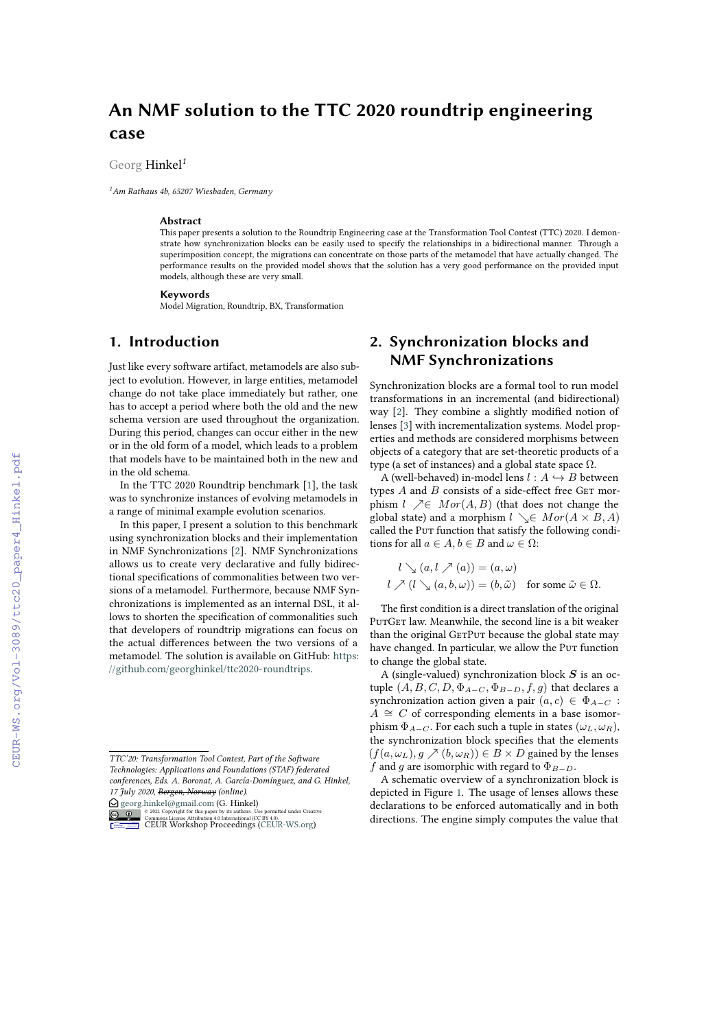# An NMF solution to the TTC 2020 roundtrip engineering case

Georg Hinkel[1]

[1] *Am Rathaus 4b, 65207 Wiesbaden, Germany*

### Abstract

This paper presents a solution to the Roundtrip Engineering case at the Transformation Tool Contest (TTC) 2020. I demonstrate how synchronization blocks can be easily used to specify the relationships in a bidirectional manner. Through a superimposition concept, the migrations can concentrate on those parts of the metamodel that have actually changed. The performance results on the provided model shows that the solution has a very good performance on the provided input models, although these are very small.

### Keywords

Model Migration, Roundtrip, BX, Transformation

## 1. Introduction

Just like every software artifact, metamodels are also subject to evolution. However, in large entities, metamodel change do not take place immediately but rather, one has to accept a period where both the old and the new schema version are used throughout the organization. During this period, changes can occur either in the new or in the old form of a model, which leads to a problem that models have to be maintained both in the new and in the old schema.

In the TTC 2020 Roundtrip benchmark [1], the task was to synchronize instances of evolving metamodels in a range of minimal example evolution scenarios.

In this paper, I present a solution to this benchmark using synchronization blocks and their implementation in NMF Synchronizations [2]. NMF Synchronizations allows us to create very declarative and fully bidirectional specifications of commonalities between two versions of a metamodel. Furthermore, because NMF Synchronizations is implemented as an internal DSL, it allows to shorten the specification of commonalities such that developers of roundtrip migrations can focus on the actual differences between the two versions of a metamodel. The solution is available on GitHub: https://github.com/georghinkel/ttc2020-roundtrips.

*TTC'20: Transformation Tool Contest, Part of the Software Technologies: Applications and Foundations (STAF) federated conferences, Eds. A. Boronat, A. García-Domínguez, and G. Hinkel, 17 July 2020, ~~Bergen, Norway~~ (online).*

georg.hinkel@gmail.com (G. Hinkel)

© 2021 Copyright for this paper by its authors. Use permitted under Creative Commons License Attribution 4.0 International (CC BY 4.0).

CEUR Workshop Proceedings (CEUR-WS.org)

## 2. Synchronization blocks and NMF Synchronizations

Synchronization blocks are a formal tool to run model transformations in an incremental (and bidirectional) way [2]. They combine a slightly modified notion of lenses [3] with incrementalization systems. Model properties and methods are considered morphisms between objects of a category that are set-theoretic products of a type (a set of instances) and a global state space $\Omega$.

A (well-behaved) in-model lens $l : A \hookrightarrow B$ between types $A$ and $B$ consists of a side-effect free GET morphism $l \nearrow \in Mor(A, B)$ (that does not change the global state) and a morphism $l \searrow \in Mor(A \times B, A)$ called the PUT function that satisfy the following conditions for all $a \in A, b \in B$ and $\omega \in \Omega$:

$$l \searrow (a, l \nearrow (a)) = (a, \omega)$$
$$l \nearrow (l \searrow (a, b, \omega)) = (b, \tilde{\omega}) \quad \text{for some } \tilde{\omega} \in \Omega.$$

The first condition is a direct translation of the original PUTGET law. Meanwhile, the second line is a bit weaker than the original GETPUT because the global state may have changed. In particular, we allow the PUT function to change the global state.

A (single-valued) synchronization block $\boldsymbol{S}$ is an octuple $(A, B, C, D, \Phi_{A-C}, \Phi_{B-D}, f, g)$ that declares a synchronization action given a pair $(a, c) \in \Phi_{A-C} : A \cong C$ of corresponding elements in a base isomorphism $\Phi_{A-C}$. For each such a tuple in states $(\omega_L, \omega_R)$, the synchronization block specifies that the elements $(f(a, \omega_L), g \nearrow (b, \omega_R)) \in B \times D$ gained by the lenses $f$ and $g$ are isomorphic with regard to $\Phi_{B-D}$.

A schematic overview of a synchronization block is depicted in Figure 1. The usage of lenses allows these declarations to be enforced automatically and in both directions. The engine simply computes the value that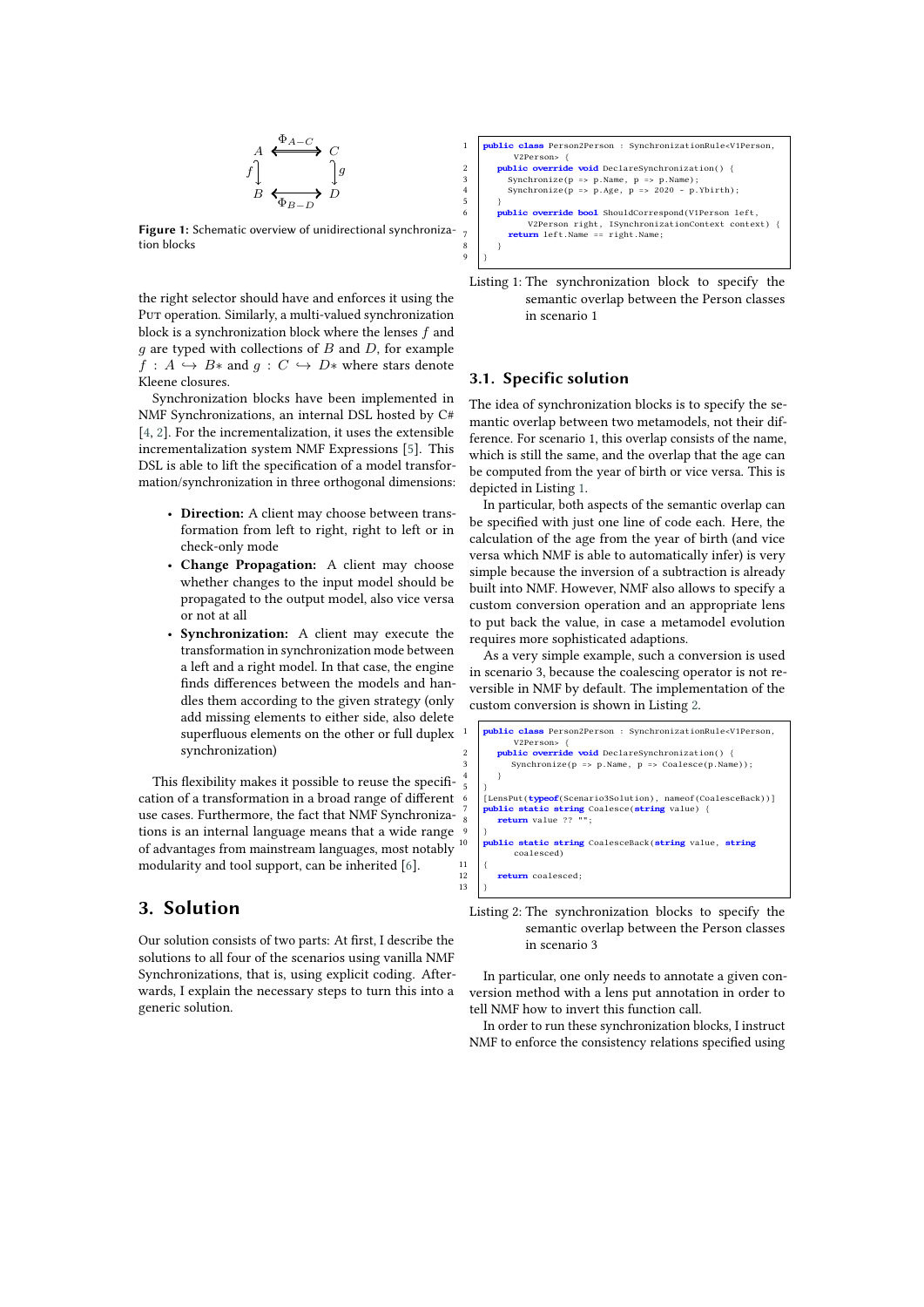$$
\begin{array}{ccc}
A & \overset{\Phi_{A-C}}{\longleftrightarrow} & C \\
f \big\downarrow & & \big\downarrow g \\
B & \underset{\Phi_{B-D}}{\longleftrightarrow} & D
\end{array}
$$

**Figure 1:** Schematic overview of unidirectional synchronization blocks

the right selector should have and enforces it using the PUT operation. Similarly, a multi-valued synchronization block is a synchronization block where the lenses $f$ and $g$ are typed with collections of $B$ and $D$, for example $f : A \hookrightarrow B*$ and $g : C \hookrightarrow D*$ where stars denote Kleene closures.

Synchronization blocks have been implemented in NMF Synchronizations, an internal DSL hosted by C# [4, 2]. For the incrementalization, it uses the extensible incrementalization system NMF Expressions [5]. This DSL is able to lift the specification of a model transformation/synchronization in three orthogonal dimensions:

- **Direction:** A client may choose between transformation from left to right, right to left or in check-only mode
- **Change Propagation:** A client may choose whether changes to the input model should be propagated to the output model, also vice versa or not at all
- **Synchronization:** A client may execute the transformation in synchronization mode between a left and a right model. In that case, the engine finds differences between the models and handles them according to the given strategy (only add missing elements to either side, also delete superfluous elements on the other or full duplex synchronization)

This flexibility makes it possible to reuse the specification of a transformation in a broad range of different use cases. Furthermore, the fact that NMF Synchronizations is an internal language means that a wide range of advantages from mainstream languages, most notably modularity and tool support, can be inherited [6].

## 3. Solution

Our solution consists of two parts: At first, I describe the solutions to all four of the scenarios using vanilla NMF Synchronizations, that is, using explicit coding. Afterwards, I explain the necessary steps to turn this into a generic solution.

```
public class Person2Person : SynchronizationRule<V1Person,
    V2Person> {
  public override void DeclareSynchronization() {
    Synchronize(p => p.Name, p => p.Name);
    Synchronize(p => p.Age, p => 2020 - p.Ybirth);
  }
  public override bool ShouldCorrespond(V1Person left,
      V2Person right, ISynchronizationContext context) {
    return left.Name == right.Name;
  }
}
```

Listing 1: The synchronization block to specify the semantic overlap between the Person classes in scenario 1

### 3.1. Specific solution

The idea of synchronization blocks is to specify the semantic overlap between two metamodels, not their difference. For scenario 1, this overlap consists of the name, which is still the same, and the overlap that the age can be computed from the year of birth or vice versa. This is depicted in Listing 1.

In particular, both aspects of the semantic overlap can be specified with just one line of code each. Here, the calculation of the age from the year of birth (and vice versa which NMF is able to automatically infer) is very simple because the inversion of a subtraction is already built into NMF. However, NMF also allows to specify a custom conversion operation and an appropriate lens to put back the value, in case a metamodel evolution requires more sophisticated adaptions.

As a very simple example, such a conversion is used in scenario 3, because the coalescing operator is not reversible in NMF by default. The implementation of the custom conversion is shown in Listing 2.

```
public class Person2Person : SynchronizationRule<V1Person,
    V2Person> {
  public override void DeclareSynchronization() {
    Synchronize(p => p.Name, p => Coalesce(p.Name));
  }
}
[LensPut(typeof(Scenario3Solution), nameof(CoalesceBack))]
public static string Coalesce(string value) {
  return value ?? "";
}
public static string CoalesceBack(string value, string
    coalesced)
{
  return coalesced;
}
```

Listing 2: The synchronization blocks to specify the semantic overlap between the Person classes in scenario 3

In particular, one only needs to annotate a given conversion method with a lens put annotation in order to tell NMF how to invert this function call.

In order to run these synchronization blocks, I instruct NMF to enforce the consistency relations specified using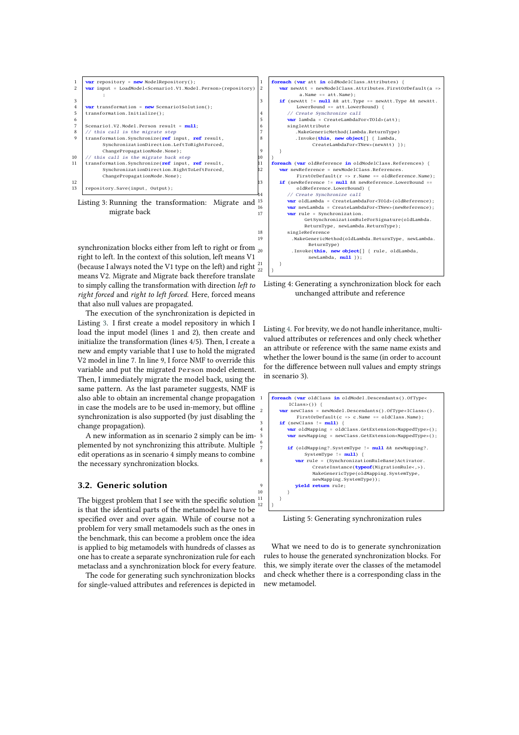```
var repository = new ModelRepository();
var input = LoadModel<Scenario1.V1.Model.Person>(repository)
    ;

var transformation = new Scenario1Solution();
transformation.Initialize();

Scenario1.V2.Model.Person result = null;
// this call is the migrate step
transformation.Synchronize(ref input, ref result,
      SynchronizationDirection.LeftToRightForced,
      ChangePropagationMode.None);
// this call is the migrate back step
transformation.Synchronize(ref input, ref result,
      SynchronizationDirection.RightToLeftForced,
      ChangePropagationMode.None);

repository.Save(input, Output);
```

Listing 3: Running the transformation: Migrate and migrate back

synchronization blocks either from left to right or from right to left. In the context of this solution, left means V1 (because I always noted the V1 type on the left) and right means V2. Migrate and Migrate back therefore translate to simply calling the transformation with direction *left to right forced* and *right to left forced*. Here, forced means that also null values are propagated.

The execution of the synchronization is depicted in Listing 3. I first create a model repository in which I load the input model (lines 1 and 2), then create and initialize the transformation (lines 4/5). Then, I create a new and empty variable that I use to hold the migrated V2 model in line 7. In line 9, I force NMF to override this variable and put the migrated `Person` model element. Then, I immediately migrate the model back, using the same pattern. As the last parameter suggests, NMF is also able to obtain an incremental change propagation in case the models are to be used in-memory, but offline synchronization is also supported (by just disabling the change propagation).

A new information as in scenario 2 simply can be implemented by not synchronizing this attribute. Multiple edit operations as in scenario 4 simply means to combine the necessary synchronization blocks.

## 3.2. Generic solution

The biggest problem that I see with the specific solution is that the identical parts of the metamodel have to be specified over and over again. While of course not a problem for very small metamodels such as the ones in the benchmark, this can become a problem once the idea is applied to big metamodels with hundreds of classes as one has to create a separate synchronization rule for each metaclass and a synchronization block for every feature.

The code for generating such synchronization blocks for single-valued attributes and references is depicted in Listing 4. For brevity, we do not handle inheritance, multi-valued attributes or references and only check whether an attribute or reference with the same name exists and whether the lower bound is the same (in order to account for the difference between null values and empty strings in scenario 3).

```
foreach (var att in oldModelClass.Attributes) {
   var newAtt = newModelClass.Attributes.FirstOrDefault(a =>
        a.Name == att.Name);
   if (newAtt != null && att.Type == newAtt.Type && newAtt.
        LowerBound == att.LowerBound) {
      // Create Synchronize call
      var lambda = CreateLambdaFor<TOld>(att);
      singleAttribute
        .MakeGenericMethod(lambda.ReturnType)
        .Invoke(this, new object[] { lambda,
             CreateLambdaFor<TNew>(newAtt) });
   }
}
foreach (var oldReference in oldModelClass.References) {
   var newReference = newModelClass.References.
        FirstOrDefault(r => r.Name == oldReference.Name);
   if (newReference != null && newReference.LowerBound ==
        oldReference.LowerBound) {
      // Create Synchronize call
      var oldLambda = CreateLambdaFor<TOld>(oldReference);
      var newLambda = CreateLambdaFor<TNew>(newReference);
      var rule = Synchronization.
           GetSynchronizationRuleForSignature(oldLambda.
           ReturnType, newLambda.ReturnType);
      singleReference
       .MakeGenericMethod(oldLambda.ReturnType, newLambda.
            ReturnType)
       .Invoke(this, new object[] { rule, oldLambda,
            newLambda, null });
   }
}
```

Listing 4: Generating a synchronization block for each unchanged attribute and reference

```
foreach (var oldClass in oldModel.Descendants().OfType<
     IClass>()) {
   var newClass = newModel.Descendants().OfType<IClass>().
        FirstOrDefault(c => c.Name == oldClass.Name);
   if (newClass != null) {
      var oldMapping = oldClass.GetExtension<MappedType>();
      var newMapping = newClass.GetExtension<MappedType>();

      if (oldMapping?.SystemType != null && newMapping?.
           SystemType != null) {
         var rule = (SynchronizationRuleBase)Activator.
              CreateInstance(typeof(MigrationRule<,>).
              MakeGenericType(oldMapping.SystemType,
              newMapping.SystemType));
         yield return rule;
      }
   }
}
```

Listing 5: Generating synchronization rules

What we need to do is to generate synchronization rules to house the generated synchronization blocks. For this, we simply iterate over the classes of the metamodel and check whether there is a corresponding class in the new metamodel.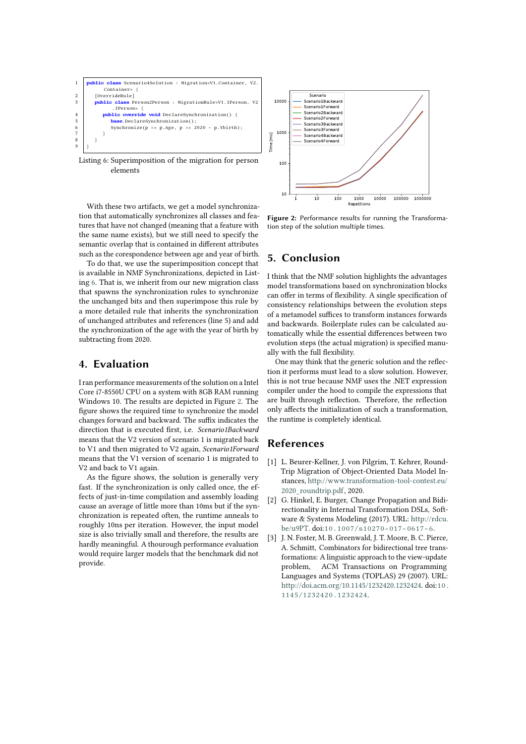```
public class Scenario4Solution : Migration<V1.Container, V2.
      Container> {
   [OverrideRule]
   public class Person2Person : MigrationRule<V1.IPerson, V2
         .IPerson> {
      public override void DeclareSynchronization() {
         base.DeclareSynchronization();
         Synchronize(p => p.Age, p => 2020 - p.Ybirth);
      }
   }
}
```

Listing 6: Superimposition of the migration for person elements

With these two artifacts, we get a model synchronization that automatically synchronizes all classes and features that have not changed (meaning that a feature with the same name exists), but we still need to specify the semantic overlap that is contained in different attributes such as the corespondence between age and year of birth.

To do that, we use the superimposition concept that is available in NMF Synchronizations, depicted in Listing 6. That is, we inherit from our new migration class that spawns the synchronization rules to synchronize the unchanged bits and then superimpose this rule by a more detailed rule that inherits the synchronization of unchanged attributes and references (line 5) and add the synchronization of the age with the year of birth by subtracting from 2020.

## 4. Evaluation

I ran performance measurements of the solution on a Intel Core i7-8550U CPU on a system with 8GB RAM running Windows 10. The results are depicted in Figure 2. The figure shows the required time to synchronize the model changes forward and backward. The suffix indicates the direction that is executed first, i.e. *Scenario1Backward* means that the V2 version of scenario 1 is migrated back to V1 and then migrated to V2 again, *Scenario1Forward* means that the V1 version of scenario 1 is migrated to V2 and back to V1 again.

As the figure shows, the solution is generally very fast. If the synchronization is only called once, the effects of just-in-time compilation and assembly loading cause an average of little more than 10ms but if the synchronization is repeated often, the runtime anneals to roughly 10ns per iteration. However, the input model size is also trivially small and therefore, the results are hardly meaningful. A thourough performance evaluation would require larger models that the benchmark did not provide.

**Figure 2:** Performance results for running the Transformation step of the solution multiple times.

## 5. Conclusion

I think that the NMF solution highlights the advantages model transformations based on synchronization blocks can offer in terms of flexibility. A single specification of consistency relationships between the evolution steps of a metamodel suffices to transform instances forwards and backwards. Boilerplate rules can be calculated automatically while the essential differences between two evolution steps (the actual migration) is specified manually with the full flexibility.

One may think that the generic solution and the reflection it performs must lead to a slow solution. However, this is not true because NMF uses the .NET expression compiler under the hood to compile the expressions that are built through reflection. Therefore, the reflection only affects the initialization of such a transformation, the runtime is completely identical.

## References

[1] L. Beurer-Kellner, J. von Pilgrim, T. Kehrer, Round-Trip Migration of Object-Oriented Data Model Instances, http://www.transformation-tool-contest.eu/2020_roundtrip.pdf, 2020.

[2] G. Hinkel, E. Burger, Change Propagation and Bidirectionality in Internal Transformation DSLs, Software & Systems Modeling (2017). URL: http://rdcu.be/u9PT. doi:10.1007/s10270-017-0617-6.

[3] J. N. Foster, M. B. Greenwald, J. T. Moore, B. C. Pierce, A. Schmitt, Combinators for bidirectional tree transformations: A linguistic approach to the view-update problem, ACM Transactions on Programming Languages and Systems (TOPLAS) 29 (2007). URL: http://doi.acm.org/10.1145/1232420.1232424. doi:10.1145/1232420.1232424.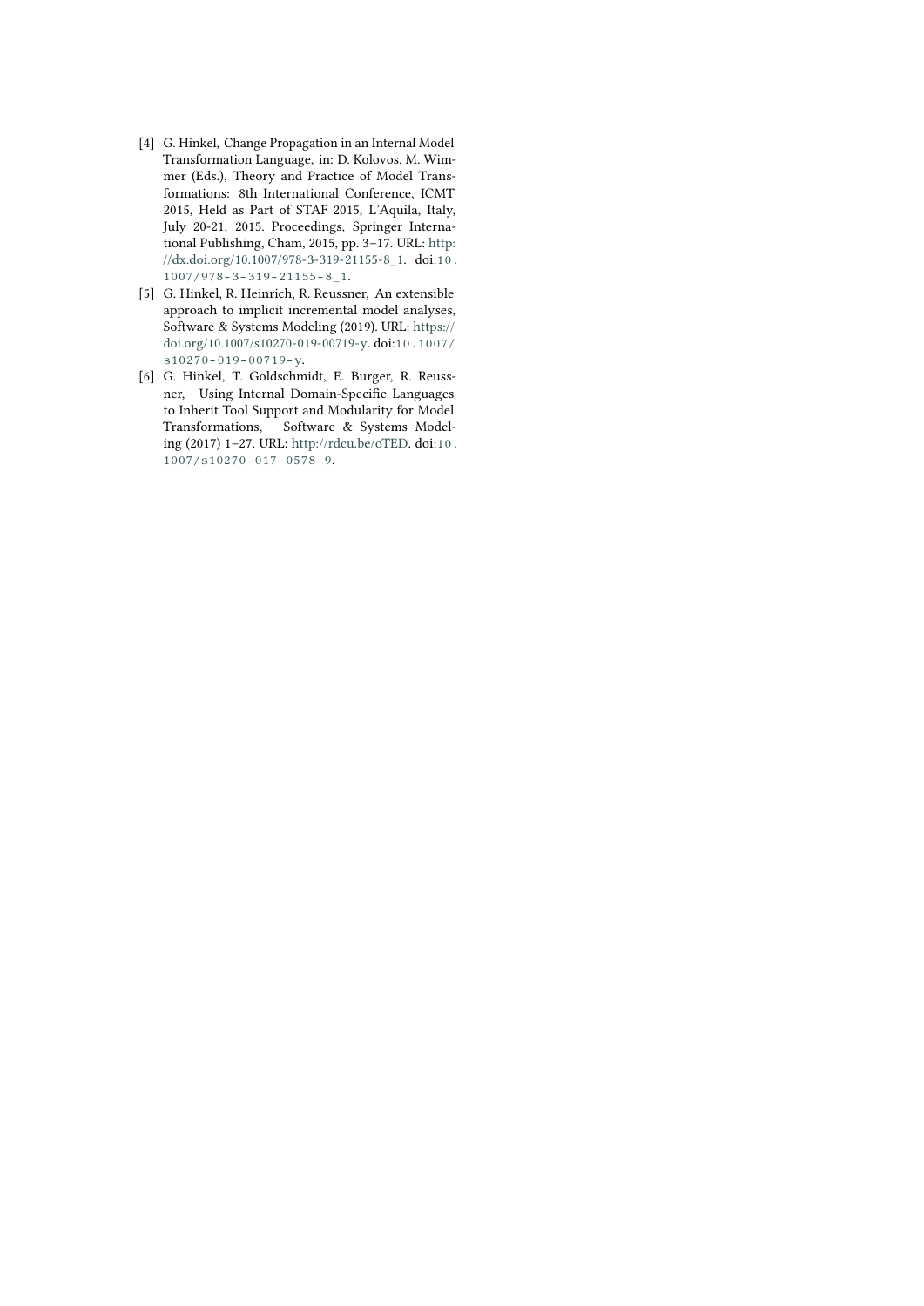- [4] G. Hinkel, Change Propagation in an Internal Model Transformation Language, in: D. Kolovos, M. Wimmer (Eds.), Theory and Practice of Model Transformations: 8th International Conference, ICMT 2015, Held as Part of STAF 2015, L'Aquila, Italy, July 20-21, 2015. Proceedings, Springer International Publishing, Cham, 2015, pp. 3–17. URL: http://dx.doi.org/10.1007/978-3-319-21155-8_1. doi:10.1007/978-3-319-21155-8_1.
- [5] G. Hinkel, R. Heinrich, R. Reussner, An extensible approach to implicit incremental model analyses, Software & Systems Modeling (2019). URL: https://doi.org/10.1007/s10270-019-00719-y. doi:10.1007/s10270-019-00719-y.
- [6] G. Hinkel, T. Goldschmidt, E. Burger, R. Reussner, Using Internal Domain-Specific Languages to Inherit Tool Support and Modularity for Model Transformations, Software & Systems Modeling (2017) 1–27. URL: http://rdcu.be/oTED. doi:10.1007/s10270-017-0578-9.